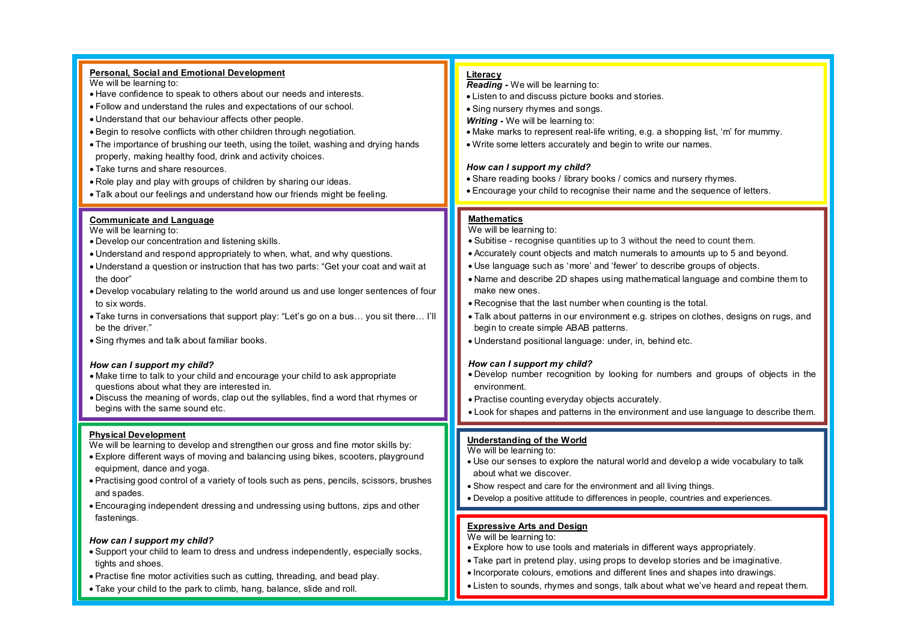## Personal, Social and Emotional Development

We will be learning to:

- Have confidence to speak to others about our needs and interests.
- Follow and understand the rules and expectations of our school.
- Understand that our behaviour affects other people.
- Begin to resolve conflicts with other children through negotiation.
- The importance of brushing our teeth, using the toilet, washing and drying hands properly, making healthy food, drink and activity choices.
- Take turns and share resources.
- Role play and play with groups of children by sharing our ideas.
- Talk about our feelings and understand how our friends might be feeling.

## Communicate and Language

We will be learning to:

- Develop our concentration and listening skills.
- Understand and respond appropriately to when, what, and why questions.
- Understand a question or instruction that has two parts: "Get your coat and wait at the door"
- Develop vocabulary relating to the world around us and use longer sentences of four to six words.
- Take turns in conversations that support play: "Let's go on a bus… you sit there… I'll be the driver."
- Sing rhymes and talk about familiar books.

***How can I support my child?***

- Make time to talk to your child and encourage your child to ask appropriate questions about what they are interested in.
- Discuss the meaning of words, clap out the syllables, find a word that rhymes or begins with the same sound etc.

## Physical Development

We will be learning to develop and strengthen our gross and fine motor skills by:

- Explore different ways of moving and balancing using bikes, scooters, playground equipment, dance and yoga.
- Practising good control of a variety of tools such as pens, pencils, scissors, brushes and spades.
- Encouraging independent dressing and undressing using buttons, zips and other fastenings.

***How can I support my child?***

- Support your child to learn to dress and undress independently, especially socks, tights and shoes.
- Practise fine motor activities such as cutting, threading, and bead play.
- Take your child to the park to climb, hang, balance, slide and roll.

## Literacy

***Reading -*** We will be learning to:

- Listen to and discuss picture books and stories.
- Sing nursery rhymes and songs.

***Writing -*** We will be learning to:

- Make marks to represent real-life writing, e.g. a shopping list, 'm' for mummy.
- Write some letters accurately and begin to write our names.

***How can I support my child?***

- Share reading books / library books / comics and nursery rhymes.
- Encourage your child to recognise their name and the sequence of letters.

## Mathematics

We will be learning to:

- Subitise - recognise quantities up to 3 without the need to count them.
- Accurately count objects and match numerals to amounts up to 5 and beyond.
- Use language such as 'more' and 'fewer' to describe groups of objects.
- Name and describe 2D shapes using mathematical language and combine them to make new ones.
- Recognise that the last number when counting is the total.
- Talk about patterns in our environment e.g. stripes on clothes, designs on rugs, and begin to create simple ABAB patterns.
- Understand positional language: under, in, behind etc.

***How can I support my child?***

- Develop number recognition by looking for numbers and groups of objects in the environment.
- Practise counting everyday objects accurately.
- Look for shapes and patterns in the environment and use language to describe them.

## Understanding of the World

We will be learning to:

- Use our senses to explore the natural world and develop a wide vocabulary to talk about what we discover.
- Show respect and care for the environment and all living things.
- Develop a positive attitude to differences in people, countries and experiences.

## Expressive Arts and Design

We will be learning to:

- Explore how to use tools and materials in different ways appropriately.
- Take part in pretend play, using props to develop stories and be imaginative.
- Incorporate colours, emotions and different lines and shapes into drawings.
- Listen to sounds, rhymes and songs, talk about what we've heard and repeat them.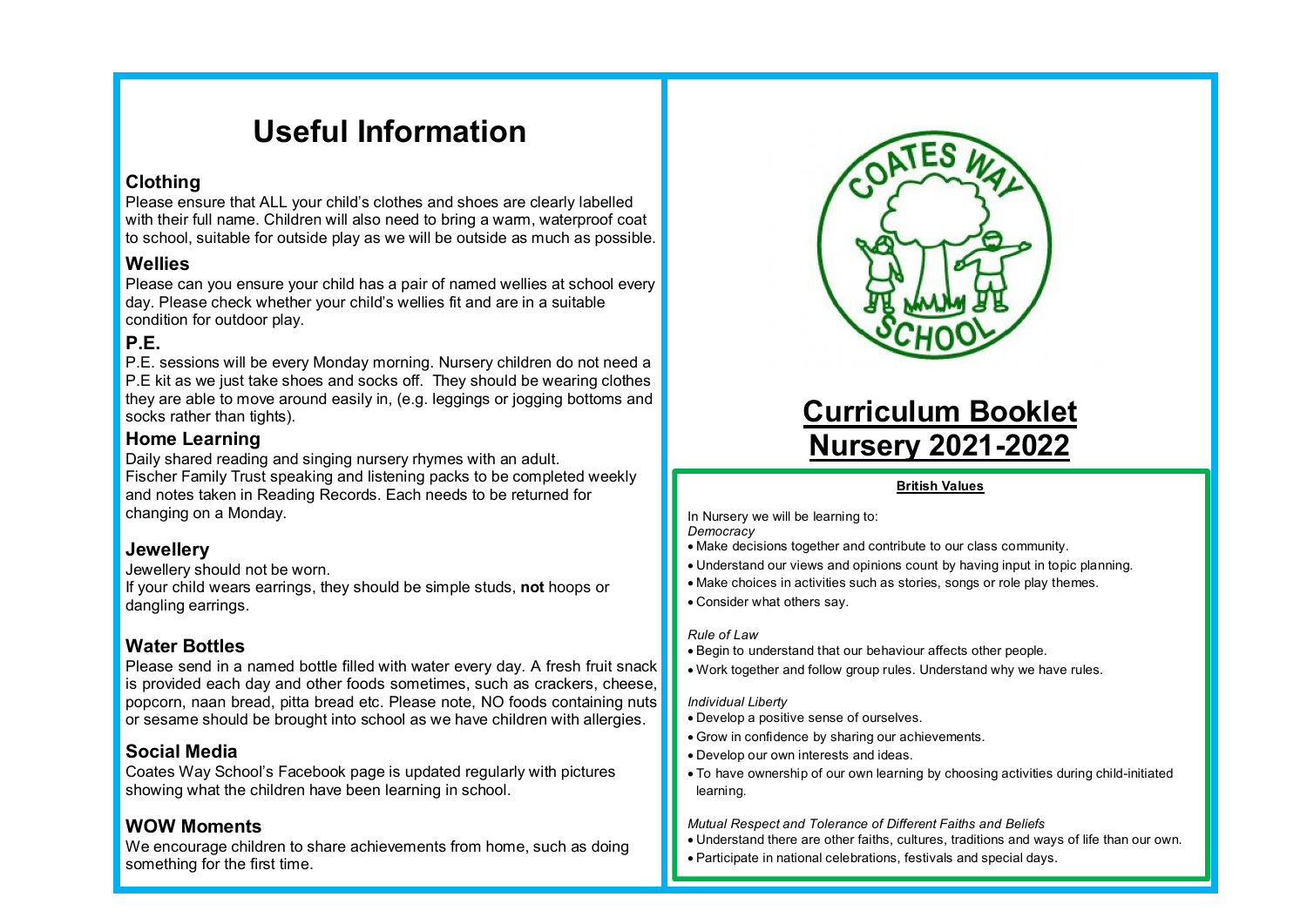# Useful Information

### Clothing

Please ensure that ALL your child's clothes and shoes are clearly labelled with their full name. Children will also need to bring a warm, waterproof coat to school, suitable for outside play as we will be outside as much as possible.

### Wellies

Please can you ensure your child has a pair of named wellies at school every day. Please check whether your child's wellies fit and are in a suitable condition for outdoor play.

### P.E.

P.E. sessions will be every Monday morning. Nursery children do not need a P.E kit as we just take shoes and socks off. They should be wearing clothes they are able to move around easily in, (e.g. leggings or jogging bottoms and socks rather than tights).

### Home Learning

Daily shared reading and singing nursery rhymes with an adult.
Fischer Family Trust speaking and listening packs to be completed weekly and notes taken in Reading Records. Each needs to be returned for changing on a Monday.

### Jewellery

Jewellery should not be worn.
If your child wears earrings, they should be simple studs, **not** hoops or dangling earrings.

### Water Bottles

Please send in a named bottle filled with water every day. A fresh fruit snack is provided each day and other foods sometimes, such as crackers, cheese, popcorn, naan bread, pitta bread etc. Please note, NO foods containing nuts or sesame should be brought into school as we have children with allergies.

### Social Media

Coates Way School's Facebook page is updated regularly with pictures showing what the children have been learning in school.

### WOW Moments

We encourage children to share achievements from home, such as doing something for the first time.

COATES WAY SCHOOL

# Curriculum Booklet Nursery 2021-2022

**British Values**

In Nursery we will be learning to:

*Democracy*

- Make decisions together and contribute to our class community.
- Understand our views and opinions count by having input in topic planning.
- Make choices in activities such as stories, songs or role play themes.
- Consider what others say.

*Rule of Law*

- Begin to understand that our behaviour affects other people.
- Work together and follow group rules. Understand why we have rules.

*Individual Liberty*

- Develop a positive sense of ourselves.
- Grow in confidence by sharing our achievements.
- Develop our own interests and ideas.
- To have ownership of our own learning by choosing activities during child-initiated learning.

*Mutual Respect and Tolerance of Different Faiths and Beliefs*

- Understand there are other faiths, cultures, traditions and ways of life than our own.
- Participate in national celebrations, festivals and special days.